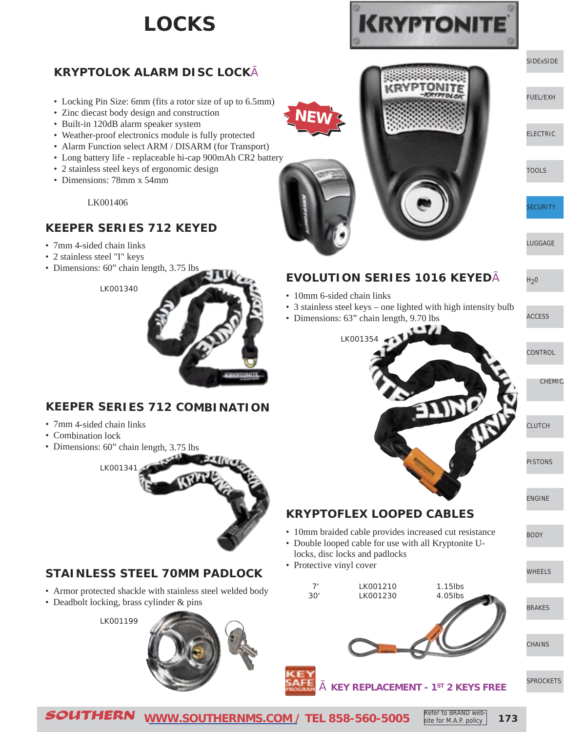# LOCKS

KRYPTONITE

## KRYPTOLOK ALARM DISC LOCKÃ

NEW

- Locking Pin Size: 6mm (fits a rotor size of up to 6.5mm)
- Zinc diecast body design and construction
- Built-in 120dB alarm speaker system
- Weather-proof electronics module is fully protected
- Alarm Function select ARM / DISARM (for Transport)
- Long battery life - replaceable hi-cap 900mAh CR2 battery
- 2 stainless steel keys of ergonomic design
- Dimensions: 78mm x 54mm

LK001406

## KEEPER SERIES 712 KEYED

- 7mm 4-sided chain links
- 2 stainless steel "I" keys
- Dimensions: 60” chain length, 3.75 lbs

LK001340

## KEEPER SERIES 712 COMBINATION

- 7mm 4-sided chain links
- Combination lock
- Dimensions: 60” chain length, 3.75 lbs

LK001341

## STAINLESS STEEL 70MM PADLOCK

- Armor protected shackle with stainless steel welded body
- Deadbolt locking, brass cylinder & pins

LK001199

## EVOLUTION SERIES 1016 KEYEDÃ

- 10mm 6-sided chain links
- 3 stainless steel keys – one lighted with high intensity bulb
- Dimensions: 63” chain length, 9.70 lbs

LK001354

## KRYPTOFLEX LOOPED CABLES

- 10mm braided cable provides increased cut resistance
- Double looped cable for use with all Kryptonite U-locks, disc locks and padlocks
- Protective vinyl cover

| | | |
|---|---|---|
| 7' | LK001210 | 1.15lbs |
| 30' | LK001230 | 4.05lbs |

KEY SAFE PROGRAM Ã **KEY REPLACEMENT - 1ST 2 KEYS FREE**

SOUTHERN WWW.SOUTHERNMS.COM / TEL 858-560-5005 Refer to BRAND web-site for M.A.P. policy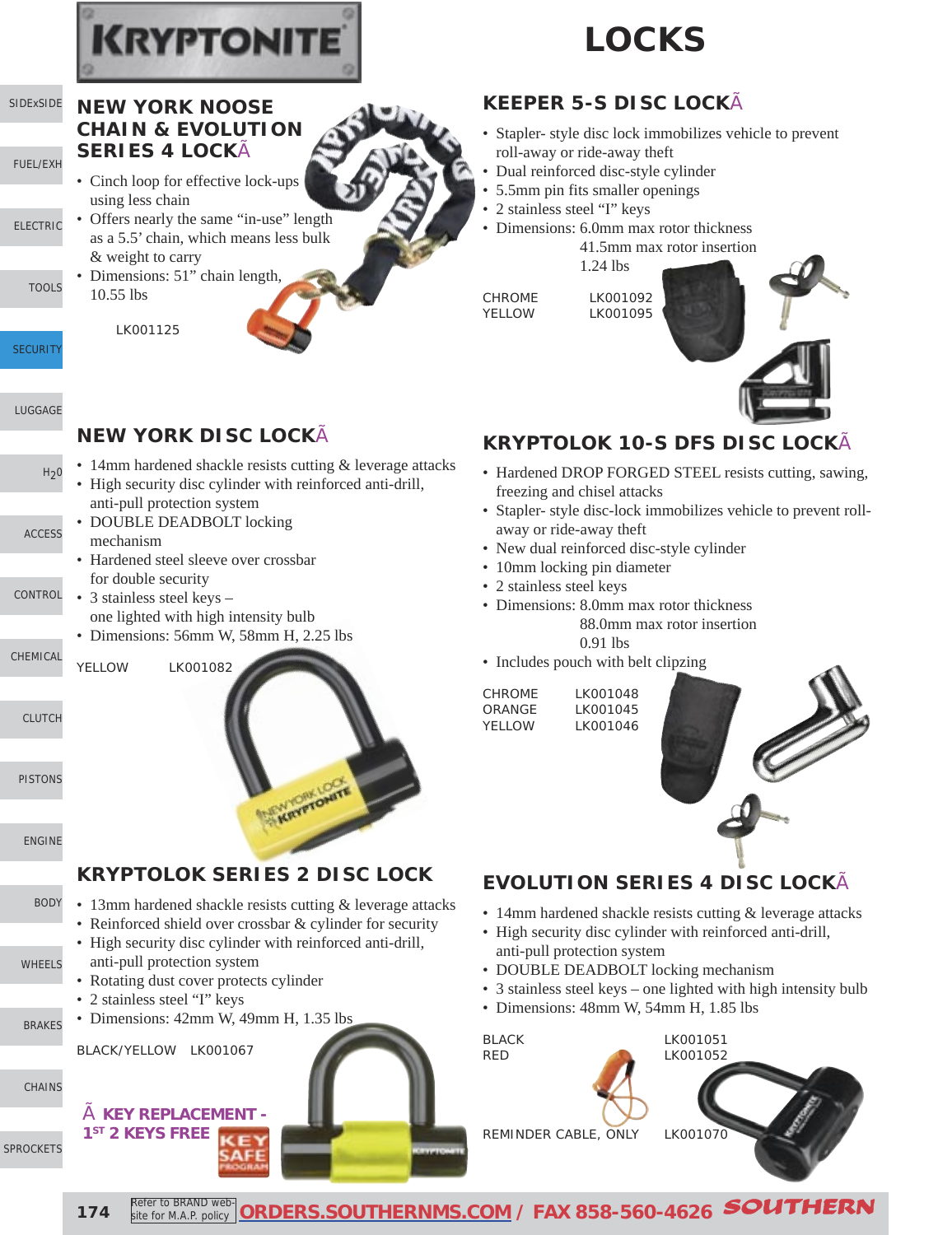# KRYPTONITE

# LOCKS

## NEW YORK NOOSE CHAIN & EVOLUTION SERIES 4 LOCKÃ

- Cinch loop for effective lock-ups using less chain
- Offers nearly the same "in-use" length as a 5.5' chain, which means less bulk & weight to carry
- Dimensions: 51" chain length, 10.55 lbs

LK001125

## NEW YORK DISC LOCKÃ

- 14mm hardened shackle resists cutting & leverage attacks
- High security disc cylinder with reinforced anti-drill, anti-pull protection system
- DOUBLE DEADBOLT locking mechanism
- Hardened steel sleeve over crossbar for double security
- 3 stainless steel keys – one lighted with high intensity bulb
- Dimensions: 56mm W, 58mm H, 2.25 lbs

| | |
|---|---|
| YELLOW | LK001082 |

## KRYPTOLOK SERIES 2 DISC LOCK

- 13mm hardened shackle resists cutting & leverage attacks
- Reinforced shield over crossbar & cylinder for security
- High security disc cylinder with reinforced anti-drill, anti-pull protection system
- Rotating dust cover protects cylinder
- 2 stainless steel "I" keys
- Dimensions: 42mm W, 49mm H, 1.35 lbs

| | |
|---|---|
| BLACK/YELLOW | LK001067 |

**Ã KEY REPLACEMENT - 1ST 2 KEYS FREE**

KEY SAFE PROGRAM

## KEEPER 5-S DISC LOCKÃ

- Stapler- style disc lock immobilizes vehicle to prevent roll-away or ride-away theft
- Dual reinforced disc-style cylinder
- 5.5mm pin fits smaller openings
- 2 stainless steel "I" keys
- Dimensions: 6.0mm max rotor thickness
  41.5mm max rotor insertion
  1.24 lbs

| | |
|---|---|
| CHROME | LK001092 |
| YELLOW | LK001095 |

## KRYPTOLOK 10-S DFS DISC LOCKÃ

- Hardened DROP FORGED STEEL resists cutting, sawing, freezing and chisel attacks
- Stapler- style disc-lock immobilizes vehicle to prevent roll-away or ride-away theft
- New dual reinforced disc-style cylinder
- 10mm locking pin diameter
- 2 stainless steel keys
- Dimensions: 8.0mm max rotor thickness
  88.0mm max rotor insertion
  0.91 lbs
- Includes pouch with belt clipzing

| | |
|---|---|
| CHROME | LK001048 |
| ORANGE | LK001045 |
| YELLOW | LK001046 |

## EVOLUTION SERIES 4 DISC LOCKÃ

- 14mm hardened shackle resists cutting & leverage attacks
- High security disc cylinder with reinforced anti-drill, anti-pull protection system
- DOUBLE DEADBOLT locking mechanism
- 3 stainless steel keys – one lighted with high intensity bulb
- Dimensions: 48mm W, 54mm H, 1.85 lbs

| | |
|---|---|
| BLACK | LK001051 |
| RED | LK001052 |
| REMINDER CABLE, ONLY | LK001070 |

Refer to BRAND web-site for M.A.P. policy **ORDERS.SOUTHERNMS.COM / FAX 858-560-4626** SOUTHERN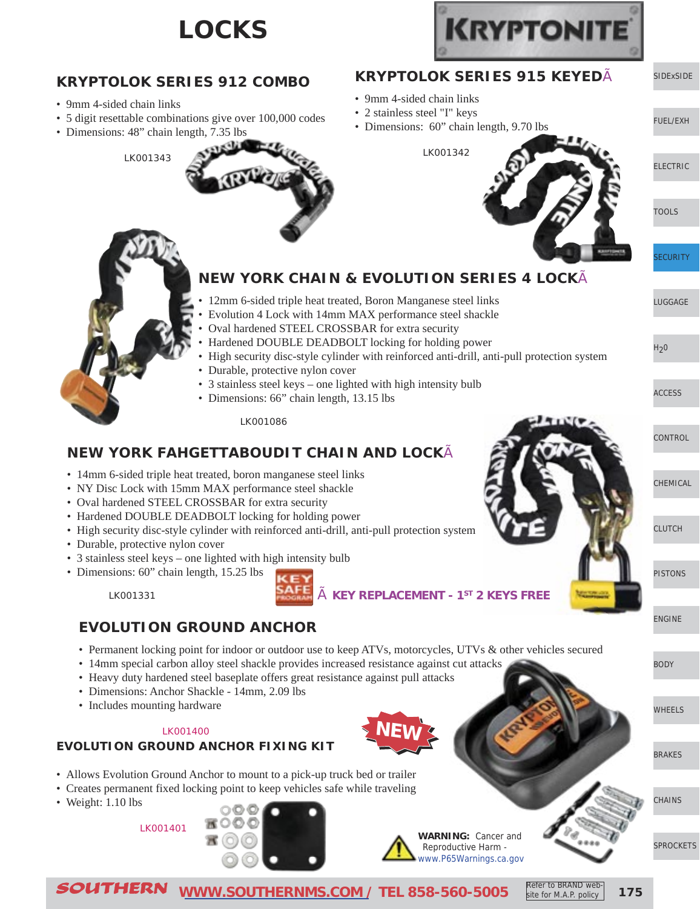# LOCKS

KRYPTONITE

## KRYPTOLOK SERIES 912 COMBO

- 9mm 4-sided chain links
- 5 digit resettable combinations give over 100,000 codes
- Dimensions: 48” chain length, 7.35 lbs

LK001343

## KRYPTOLOK SERIES 915 KEYEDÃ

- 9mm 4-sided chain links
- 2 stainless steel "I" keys
- Dimensions: 60” chain length, 9.70 lbs

LK001342

## NEW YORK CHAIN & EVOLUTION SERIES 4 LOCKÃ

- 12mm 6-sided triple heat treated, Boron Manganese steel links
- Evolution 4 Lock with 14mm MAX performance steel shackle
- Oval hardened STEEL CROSSBAR for extra security
- Hardened DOUBLE DEADBOLT locking for holding power
- High security disc-style cylinder with reinforced anti-drill, anti-pull protection system
- Durable, protective nylon cover
- 3 stainless steel keys – one lighted with high intensity bulb
- Dimensions: 66” chain length, 13.15 lbs

LK001086

## NEW YORK FAHGETTABOUDIT CHAIN AND LOCKÃ

- 14mm 6-sided triple heat treated, boron manganese steel links
- NY Disc Lock with 15mm MAX performance steel shackle
- Oval hardened STEEL CROSSBAR for extra security
- Hardened DOUBLE DEADBOLT locking for holding power
- High security disc-style cylinder with reinforced anti-drill, anti-pull protection system
- Durable, protective nylon cover
- 3 stainless steel keys – one lighted with high intensity bulb
- Dimensions: 60” chain length, 15.25 lbs

LK001331

KEY SAFE PROGRAM Ã **KEY REPLACEMENT - 1ST 2 KEYS FREE**

## EVOLUTION GROUND ANCHOR

- Permanent locking point for indoor or outdoor use to keep ATVs, motorcycles, UTVs & other vehicles secured
- 14mm special carbon alloy steel shackle provides increased resistance against cut attacks
- Heavy duty hardened steel baseplate offers great resistance against pull attacks
- Dimensions: Anchor Shackle - 14mm, 2.09 lbs
- Includes mounting hardware

LK001400

## EVOLUTION GROUND ANCHOR FIXING KIT

NEW

- Allows Evolution Ground Anchor to mount to a pick-up truck bed or trailer
- Creates permanent fixed locking point to keep vehicles safe while traveling
- Weight: 1.10 lbs

LK001401

**WARNING:** Cancer and Reproductive Harm - www.P65Warnings.ca.gov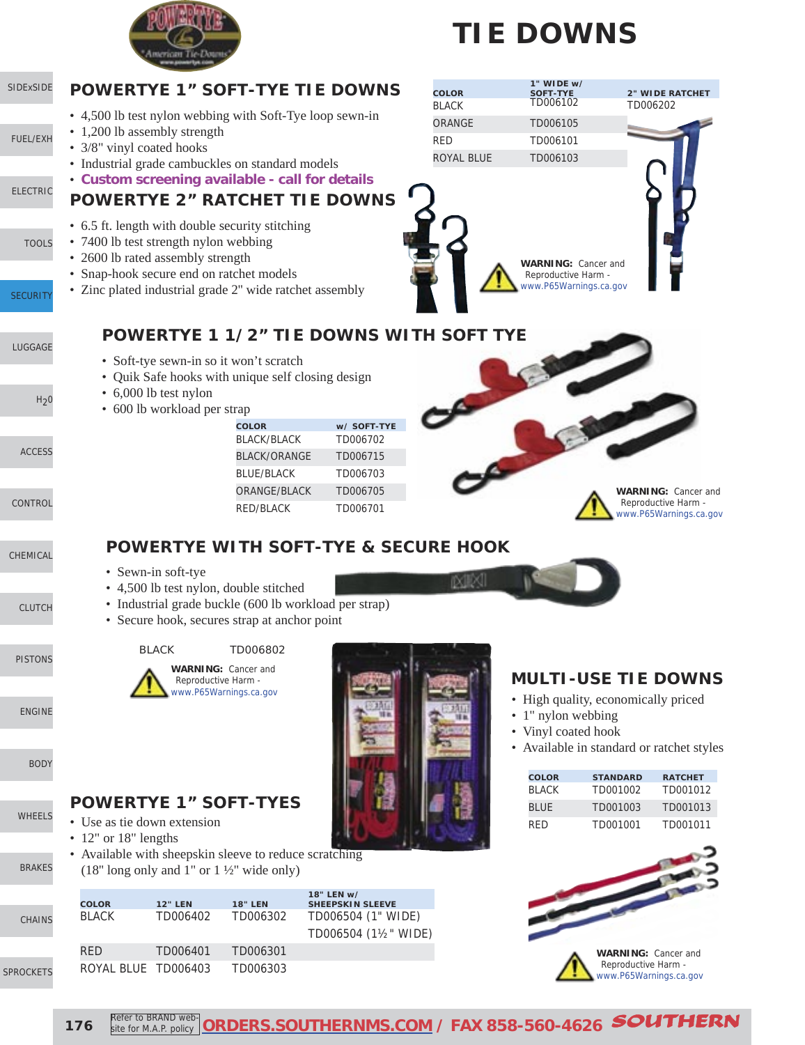# TIE DOWNS

## POWERTYE 1” SOFT-TYE TIE DOWNS

- 4,500 lb test nylon webbing with Soft-Tye loop sewn-in
- 1,200 lb assembly strength
- 3/8" vinyl coated hooks
- Industrial grade cambuckles on standard models
- **Custom screening available - call for details**

## POWERTYE 2” RATCHET TIE DOWNS

- 6.5 ft. length with double security stitching
- 7400 lb test strength nylon webbing
- 2600 lb rated assembly strength
- Snap-hook secure end on ratchet models
- Zinc plated industrial grade 2" wide ratchet assembly

| COLOR | 1" WIDE w/ SOFT-TYE | 2" WIDE RATCHET |
|---|---|---|
| BLACK | TD006102 | TD006202 |
| ORANGE | TD006105 | |
| RED | TD006101 | |
| ROYAL BLUE | TD006103 | |

**WARNING:** Cancer and Reproductive Harm - www.P65Warnings.ca.gov

## POWERTYE 1 1/2” TIE DOWNS WITH SOFT TYE

- Soft-tye sewn-in so it won’t scratch
- Quik Safe hooks with unique self closing design
- 6,000 lb test nylon
- 600 lb workload per strap

| COLOR | w/ SOFT-TYE |
|---|---|
| BLACK/BLACK | TD006702 |
| BLACK/ORANGE | TD006715 |
| BLUE/BLACK | TD006703 |
| ORANGE/BLACK | TD006705 |
| RED/BLACK | TD006701 |

**WARNING:** Cancer and Reproductive Harm - www.P65Warnings.ca.gov

## POWERTYE WITH SOFT-TYE & SECURE HOOK

- Sewn-in soft-tye
- 4,500 lb test nylon, double stitched
- Industrial grade buckle (600 lb workload per strap)
- Secure hook, secures strap at anchor point

BLACK TD006802

**WARNING:** Cancer and Reproductive Harm - www.P65Warnings.ca.gov

## MULTI-USE TIE DOWNS

- High quality, economically priced
- 1" nylon webbing
- Vinyl coated hook
- Available in standard or ratchet styles

| COLOR | STANDARD | RATCHET |
|---|---|---|
| BLACK | TD001002 | TD001012 |
| BLUE | TD001003 | TD001013 |
| RED | TD001001 | TD001011 |

**WARNING:** Cancer and Reproductive Harm - www.P65Warnings.ca.gov

## POWERTYE 1” SOFT-TYES

- Use as tie down extension
- 12" or 18" lengths
- Available with sheepskin sleeve to reduce scratching (18" long only and 1" or 1 ½" wide only)

| COLOR | 12" LEN | 18" LEN | 18" LEN w/ SHEEPSKIN SLEEVE |
|---|---|---|---|
| BLACK | TD006402 | TD006302 | TD006504 (1" WIDE) |
| | | | TD006504 (1½" WIDE) |
| RED | TD006401 | TD006301 | |
| ROYAL BLUE | TD006403 | TD006303 | |

Refer to BRAND web-site for M.A.P. policy ORDERS.SOUTHERNMS.COM / FAX 858-560-4626 SOUTHERN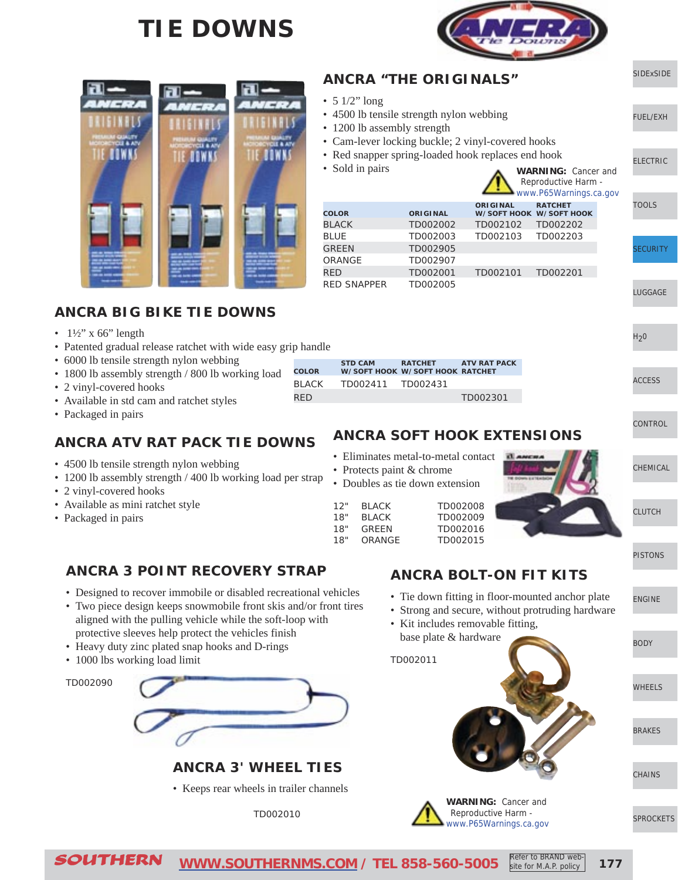# TIE DOWNS

## ANCRA "THE ORIGINALS"

- 5 1/2" long
- 4500 lb tensile strength nylon webbing
- 1200 lb assembly strength
- Cam-lever locking buckle; 2 vinyl-covered hooks
- Red snapper spring-loaded hook replaces end hook
- Sold in pairs

**WARNING:** Cancer and Reproductive Harm - www.P65Warnings.ca.gov

| COLOR | ORIGINAL | ORIGINAL W/SOFT HOOK | RATCHET W/SOFT HOOK |
|---|---|---|---|
| BLACK | TD002002 | TD002102 | TD002202 |
| BLUE | TD002003 | TD002103 | TD002203 |
| GREEN | TD002905 | | |
| ORANGE | TD002907 | | |
| RED | TD002001 | TD002101 | TD002201 |
| RED SNAPPER | TD002005 | | |

## ANCRA BIG BIKE TIE DOWNS

- 1½" x 66" length
- Patented gradual release ratchet with wide easy grip handle
- 6000 lb tensile strength nylon webbing
- 1800 lb assembly strength / 800 lb working load
- 2 vinyl-covered hooks
- Available in std cam and ratchet styles
- Packaged in pairs

| COLOR | STD CAM W/SOFT HOOK | RATCHET W/SOFT HOOK | ATV RAT PACK RATCHET |
|---|---|---|---|
| BLACK | TD002411 | TD002431 | |
| RED | | | TD002301 |

## ANCRA ATV RAT PACK TIE DOWNS

- 4500 lb tensile strength nylon webbing
- 1200 lb assembly strength / 400 lb working load per strap
- 2 vinyl-covered hooks
- Available as mini ratchet style
- Packaged in pairs

## ANCRA SOFT HOOK EXTENSIONS

- Eliminates metal-to-metal contact
- Protects paint & chrome
- Doubles as tie down extension

| | | |
|---|---|---|
| 12" | BLACK | TD002008 |
| 18" | BLACK | TD002009 |
| 18" | GREEN | TD002016 |
| 18" | ORANGE | TD002015 |

## ANCRA 3 POINT RECOVERY STRAP

- Designed to recover immobile or disabled recreational vehicles
- Two piece design keeps snowmobile front skis and/or front tires aligned with the pulling vehicle while the soft-loop with protective sleeves help protect the vehicles finish
- Heavy duty zinc plated snap hooks and D-rings
- 1000 lbs working load limit

TD002090

## ANCRA BOLT-ON FIT KITS

- Tie down fitting in floor-mounted anchor plate
- Strong and secure, without protruding hardware
- Kit includes removable fitting, base plate & hardware

TD002011

## ANCRA 3' WHEEL TIES

- Keeps rear wheels in trailer channels

TD002010

**WARNING:** Cancer and Reproductive Harm - www.P65Warnings.ca.gov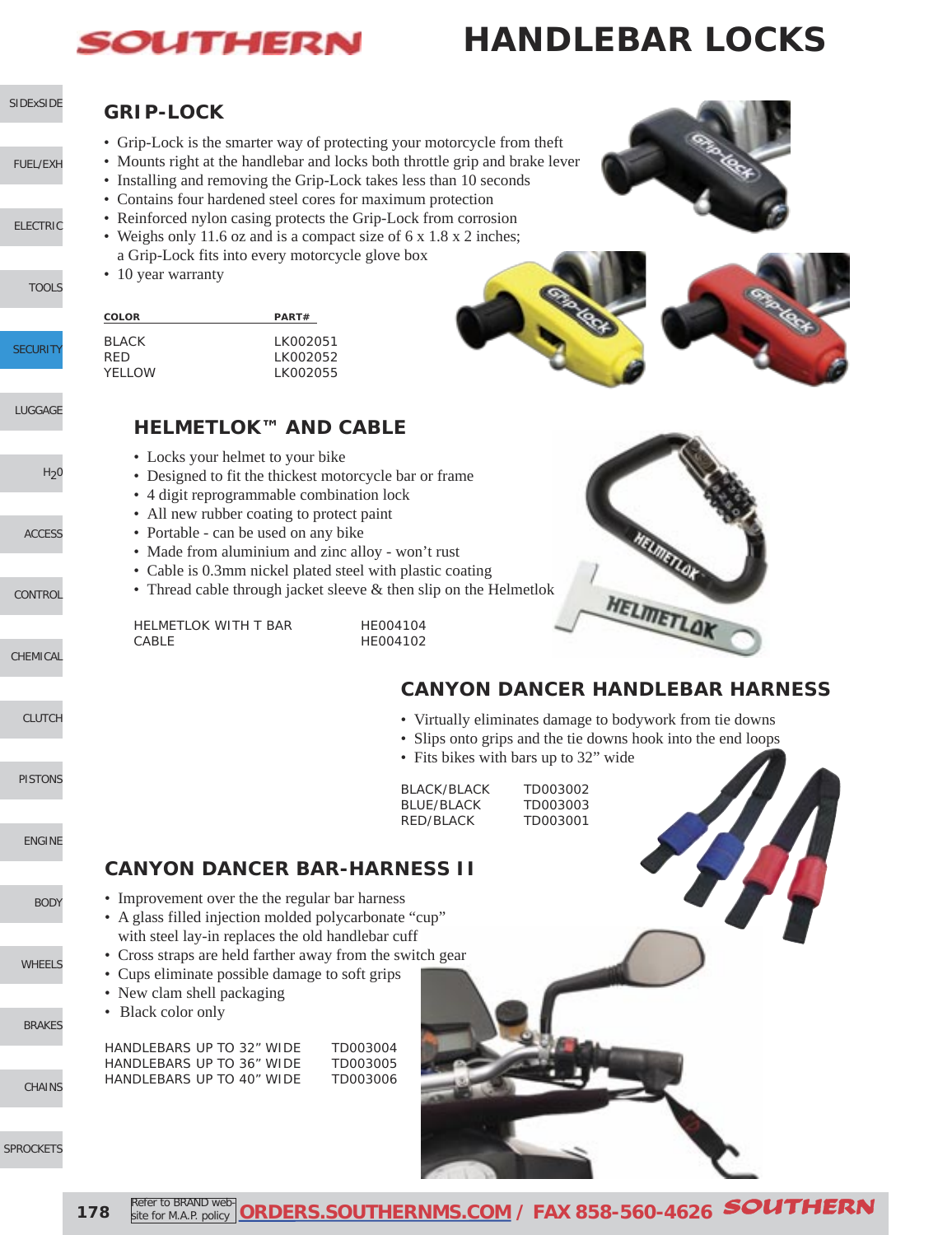# HANDLEBAR LOCKS

## GRIP-LOCK

- Grip-Lock is the smarter way of protecting your motorcycle from theft
- Mounts right at the handlebar and locks both throttle grip and brake lever
- Installing and removing the Grip-Lock takes less than 10 seconds
- Contains four hardened steel cores for maximum protection
- Reinforced nylon casing protects the Grip-Lock from corrosion
- Weighs only 11.6 oz and is a compact size of 6 x 1.8 x 2 inches; a Grip-Lock fits into every motorcycle glove box
- 10 year warranty

| COLOR | PART# |
| --- | --- |
| BLACK | LK002051 |
| RED | LK002052 |
| YELLOW | LK002055 |

## HELMETLOK™ AND CABLE

- Locks your helmet to your bike
- Designed to fit the thickest motorcycle bar or frame
- 4 digit reprogrammable combination lock
- All new rubber coating to protect paint
- Portable - can be used on any bike
- Made from aluminium and zinc alloy - won't rust
- Cable is 0.3mm nickel plated steel with plastic coating
- Thread cable through jacket sleeve & then slip on the Helmetlok

| | |
| --- | --- |
| HELMETLOK WITH T BAR | HE004104 |
| CABLE | HE004102 |

## CANYON DANCER HANDLEBAR HARNESS

- Virtually eliminates damage to bodywork from tie downs
- Slips onto grips and the tie downs hook into the end loops
- Fits bikes with bars up to 32" wide

| | |
| --- | --- |
| BLACK/BLACK | TD003002 |
| BLUE/BLACK | TD003003 |
| RED/BLACK | TD003001 |

## CANYON DANCER BAR-HARNESS II

- Improvement over the the regular bar harness
- A glass filled injection molded polycarbonate "cup" with steel lay-in replaces the old handlebar cuff
- Cross straps are held farther away from the switch gear
- Cups eliminate possible damage to soft grips
- New clam shell packaging
- Black color only

| | |
| --- | --- |
| HANDLEBARS UP TO 32" WIDE | TD003004 |
| HANDLEBARS UP TO 36" WIDE | TD003005 |
| HANDLEBARS UP TO 40" WIDE | TD003006 |

Refer to BRAND web-site for M.A.P. policy ORDERS.SOUTHERNMS.COM / FAX 858-560-4626